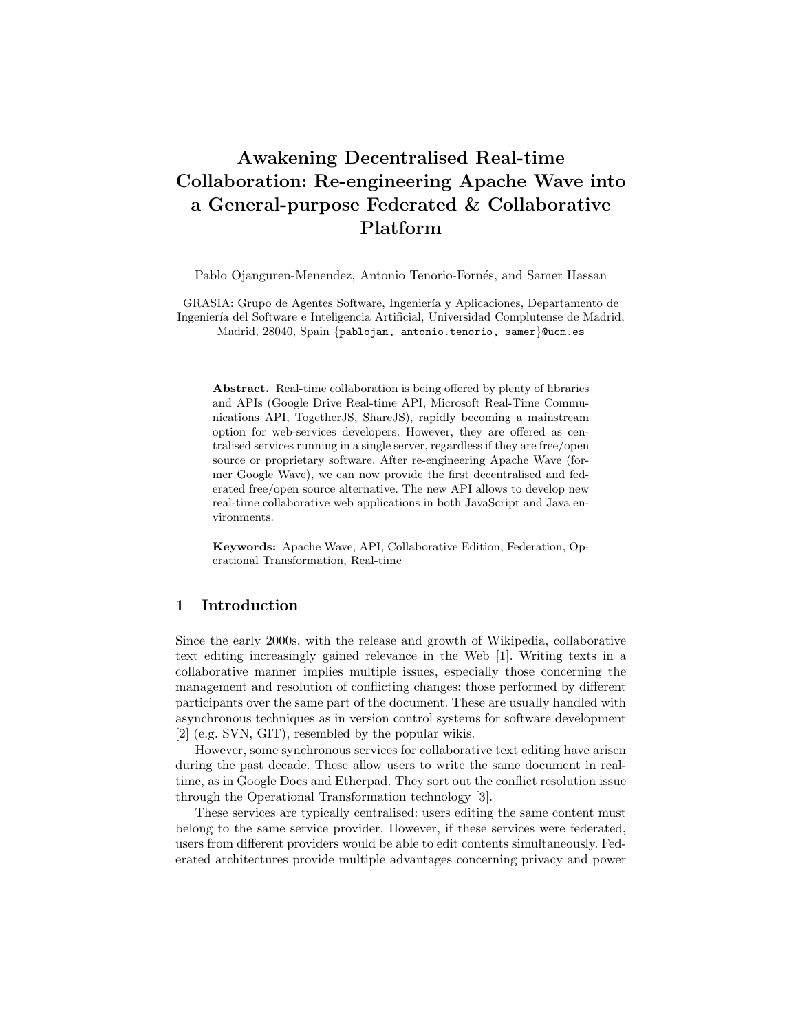# Awakening Decentralised Real-time Collaboration: Re-engineering Apache Wave into a General-purpose Federated & Collaborative Platform

Pablo Ojanguren-Menendez, Antonio Tenorio-Fornés, and Samer Hassan

GRASIA: Grupo de Agentes Software, Ingeniería y Aplicaciones, Departamento de Ingeniería del Software e Inteligencia Artificial, Universidad Complutense de Madrid, Madrid, 28040, Spain {pablojan, antonio.tenorio, samer}@ucm.es

**Abstract.** Real-time collaboration is being offered by plenty of libraries and APIs (Google Drive Real-time API, Microsoft Real-Time Communications API, TogetherJS, ShareJS), rapidly becoming a mainstream option for web-services developers. However, they are offered as centralised services running in a single server, regardless if they are free/open source or proprietary software. After re-engineering Apache Wave (former Google Wave), we can now provide the first decentralised and federated free/open source alternative. The new API allows to develop new real-time collaborative web applications in both JavaScript and Java environments.

**Keywords:** Apache Wave, API, Collaborative Edition, Federation, Operational Transformation, Real-time

## 1 Introduction

Since the early 2000s, with the release and growth of Wikipedia, collaborative text editing increasingly gained relevance in the Web [1]. Writing texts in a collaborative manner implies multiple issues, especially those concerning the management and resolution of conflicting changes: those performed by different participants over the same part of the document. These are usually handled with asynchronous techniques as in version control systems for software development [2] (e.g. SVN, GIT), resembled by the popular wikis.

However, some synchronous services for collaborative text editing have arisen during the past decade. These allow users to write the same document in real-time, as in Google Docs and Etherpad. They sort out the conflict resolution issue through the Operational Transformation technology [3].

These services are typically centralised: users editing the same content must belong to the same service provider. However, if these services were federated, users from different providers would be able to edit contents simultaneously. Federated architectures provide multiple advantages concerning privacy and power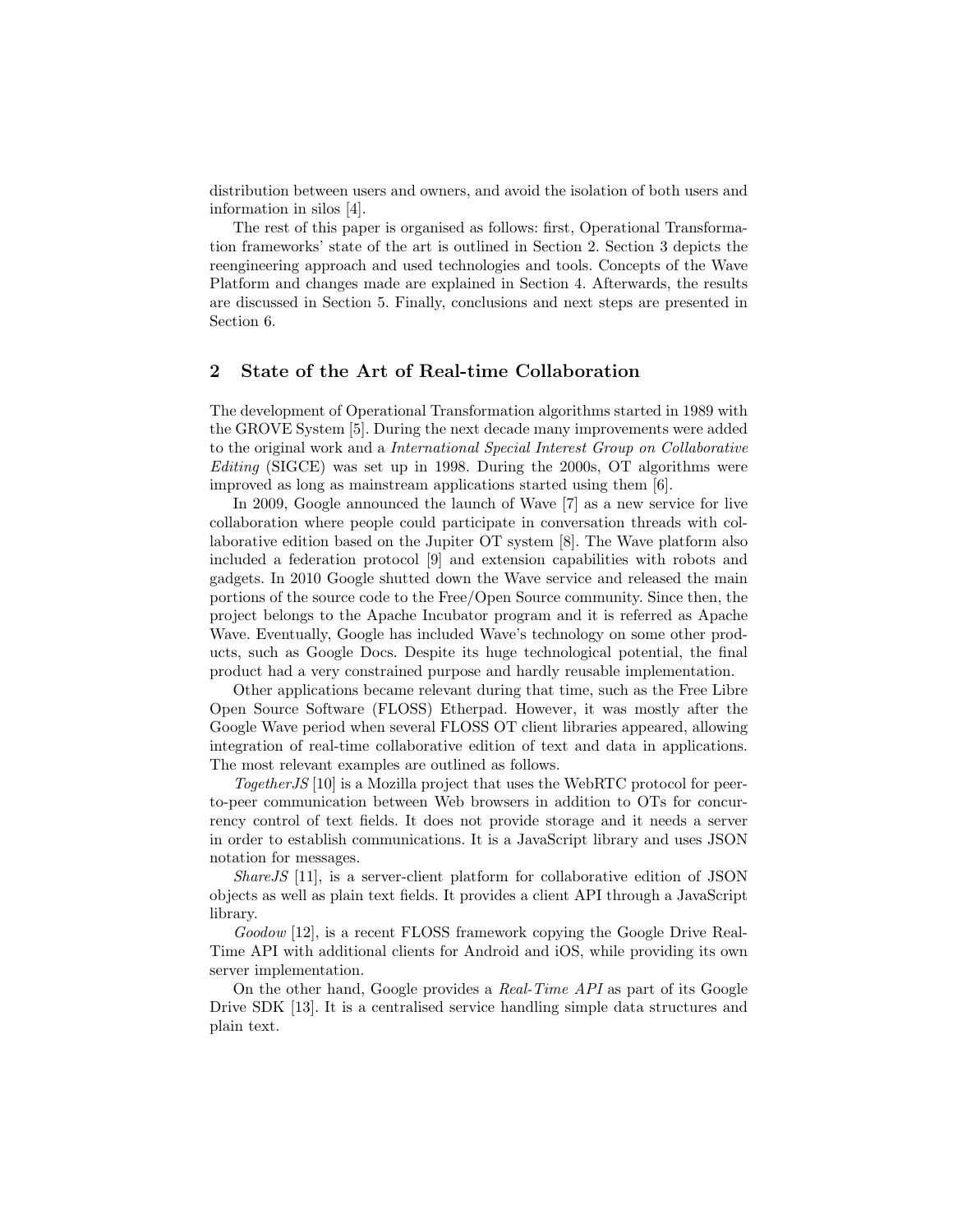distribution between users and owners, and avoid the isolation of both users and information in silos [4].

The rest of this paper is organised as follows: first, Operational Transformation frameworks' state of the art is outlined in Section 2. Section 3 depicts the reengineering approach and used technologies and tools. Concepts of the Wave Platform and changes made are explained in Section 4. Afterwards, the results are discussed in Section 5. Finally, conclusions and next steps are presented in Section 6.

## 2 State of the Art of Real-time Collaboration

The development of Operational Transformation algorithms started in 1989 with the GROVE System [5]. During the next decade many improvements were added to the original work and a *International Special Interest Group on Collaborative Editing* (SIGCE) was set up in 1998. During the 2000s, OT algorithms were improved as long as mainstream applications started using them [6].

In 2009, Google announced the launch of Wave [7] as a new service for live collaboration where people could participate in conversation threads with collaborative edition based on the Jupiter OT system [8]. The Wave platform also included a federation protocol [9] and extension capabilities with robots and gadgets. In 2010 Google shutted down the Wave service and released the main portions of the source code to the Free/Open Source community. Since then, the project belongs to the Apache Incubator program and it is referred as Apache Wave. Eventually, Google has included Wave's technology on some other products, such as Google Docs. Despite its huge technological potential, the final product had a very constrained purpose and hardly reusable implementation.

Other applications became relevant during that time, such as the Free Libre Open Source Software (FLOSS) Etherpad. However, it was mostly after the Google Wave period when several FLOSS OT client libraries appeared, allowing integration of real-time collaborative edition of text and data in applications. The most relevant examples are outlined as follows.

*TogetherJS* [10] is a Mozilla project that uses the WebRTC protocol for peer-to-peer communication between Web browsers in addition to OTs for concurrency control of text fields. It does not provide storage and it needs a server in order to establish communications. It is a JavaScript library and uses JSON notation for messages.

*ShareJS* [11], is a server-client platform for collaborative edition of JSON objects as well as plain text fields. It provides a client API through a JavaScript library.

*Goodow* [12], is a recent FLOSS framework copying the Google Drive Real-Time API with additional clients for Android and iOS, while providing its own server implementation.

On the other hand, Google provides a *Real-Time API* as part of its Google Drive SDK [13]. It is a centralised service handling simple data structures and plain text.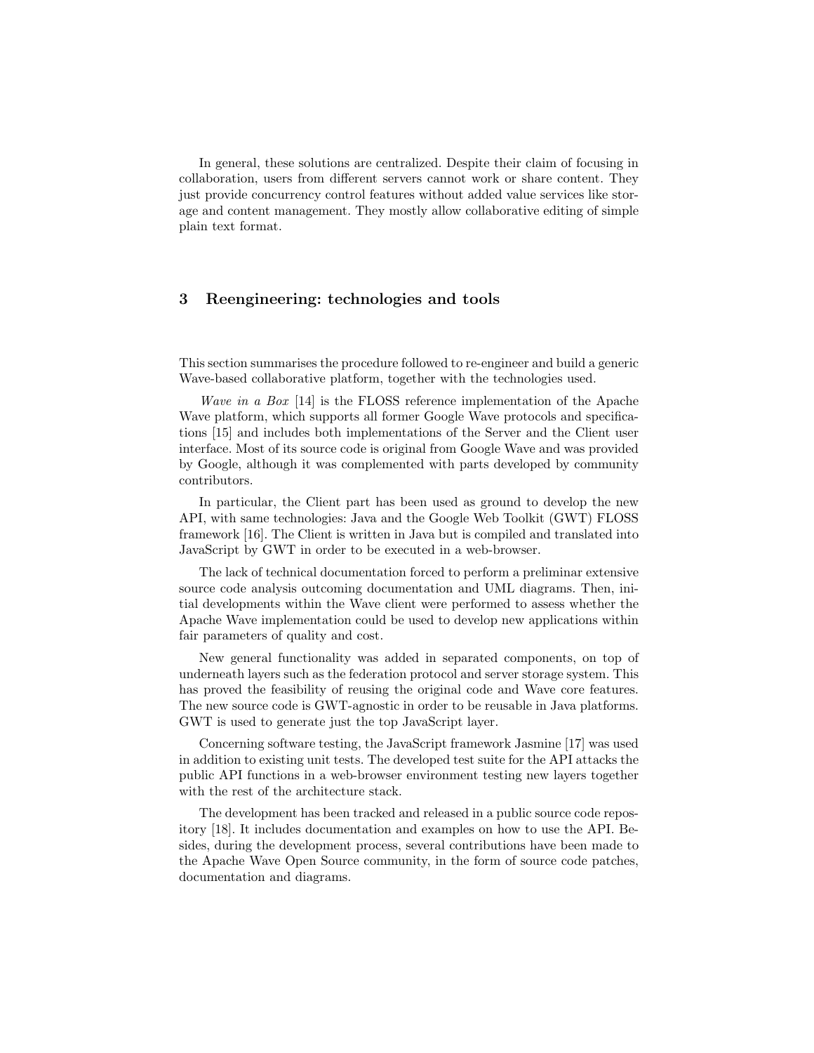In general, these solutions are centralized. Despite their claim of focusing in collaboration, users from different servers cannot work or share content. They just provide concurrency control features without added value services like storage and content management. They mostly allow collaborative editing of simple plain text format.

## 3 Reengineering: technologies and tools

This section summarises the procedure followed to re-engineer and build a generic Wave-based collaborative platform, together with the technologies used.

*Wave in a Box* [14] is the FLOSS reference implementation of the Apache Wave platform, which supports all former Google Wave protocols and specifications [15] and includes both implementations of the Server and the Client user interface. Most of its source code is original from Google Wave and was provided by Google, although it was complemented with parts developed by community contributors.

In particular, the Client part has been used as ground to develop the new API, with same technologies: Java and the Google Web Toolkit (GWT) FLOSS framework [16]. The Client is written in Java but is compiled and translated into JavaScript by GWT in order to be executed in a web-browser.

The lack of technical documentation forced to perform a preliminar extensive source code analysis outcoming documentation and UML diagrams. Then, initial developments within the Wave client were performed to assess whether the Apache Wave implementation could be used to develop new applications within fair parameters of quality and cost.

New general functionality was added in separated components, on top of underneath layers such as the federation protocol and server storage system. This has proved the feasibility of reusing the original code and Wave core features. The new source code is GWT-agnostic in order to be reusable in Java platforms. GWT is used to generate just the top JavaScript layer.

Concerning software testing, the JavaScript framework Jasmine [17] was used in addition to existing unit tests. The developed test suite for the API attacks the public API functions in a web-browser environment testing new layers together with the rest of the architecture stack.

The development has been tracked and released in a public source code repository [18]. It includes documentation and examples on how to use the API. Besides, during the development process, several contributions have been made to the Apache Wave Open Source community, in the form of source code patches, documentation and diagrams.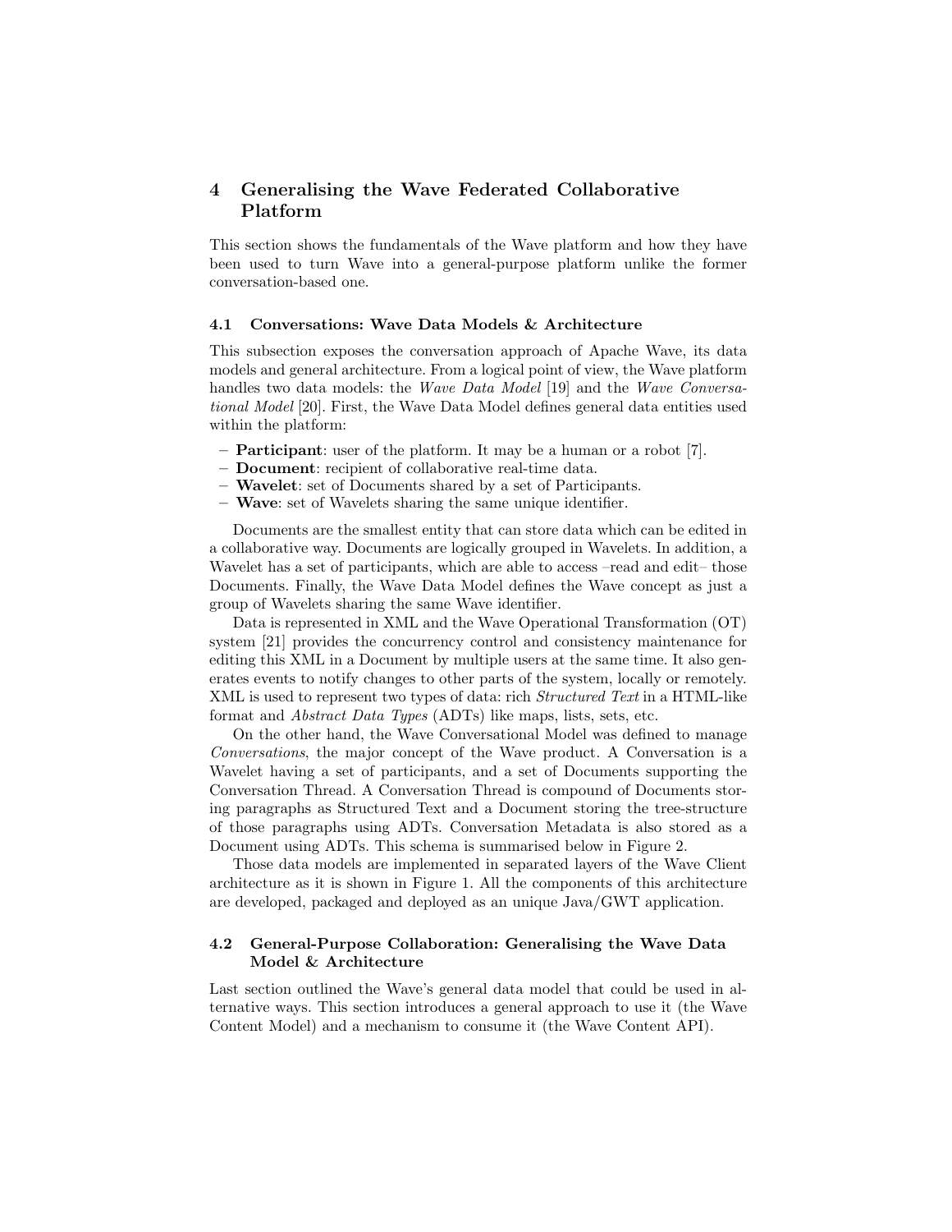## 4 Generalising the Wave Federated Collaborative Platform

This section shows the fundamentals of the Wave platform and how they have been used to turn Wave into a general-purpose platform unlike the former conversation-based one.

### 4.1 Conversations: Wave Data Models & Architecture

This subsection exposes the conversation approach of Apache Wave, its data models and general architecture. From a logical point of view, the Wave platform handles two data models: the *Wave Data Model* [19] and the *Wave Conversational Model* [20]. First, the Wave Data Model defines general data entities used within the platform:

- **Participant**: user of the platform. It may be a human or a robot [7].
- **Document**: recipient of collaborative real-time data.
- **Wavelet**: set of Documents shared by a set of Participants.
- **Wave**: set of Wavelets sharing the same unique identifier.

Documents are the smallest entity that can store data which can be edited in a collaborative way. Documents are logically grouped in Wavelets. In addition, a Wavelet has a set of participants, which are able to access –read and edit– those Documents. Finally, the Wave Data Model defines the Wave concept as just a group of Wavelets sharing the same Wave identifier.

Data is represented in XML and the Wave Operational Transformation (OT) system [21] provides the concurrency control and consistency maintenance for editing this XML in a Document by multiple users at the same time. It also generates events to notify changes to other parts of the system, locally or remotely. XML is used to represent two types of data: rich *Structured Text* in a HTML-like format and *Abstract Data Types* (ADTs) like maps, lists, sets, etc.

On the other hand, the Wave Conversational Model was defined to manage *Conversations*, the major concept of the Wave product. A Conversation is a Wavelet having a set of participants, and a set of Documents supporting the Conversation Thread. A Conversation Thread is compound of Documents storing paragraphs as Structured Text and a Document storing the tree-structure of those paragraphs using ADTs. Conversation Metadata is also stored as a Document using ADTs. This schema is summarised below in Figure 2.

Those data models are implemented in separated layers of the Wave Client architecture as it is shown in Figure 1. All the components of this architecture are developed, packaged and deployed as an unique Java/GWT application.

### 4.2 General-Purpose Collaboration: Generalising the Wave Data Model & Architecture

Last section outlined the Wave's general data model that could be used in alternative ways. This section introduces a general approach to use it (the Wave Content Model) and a mechanism to consume it (the Wave Content API).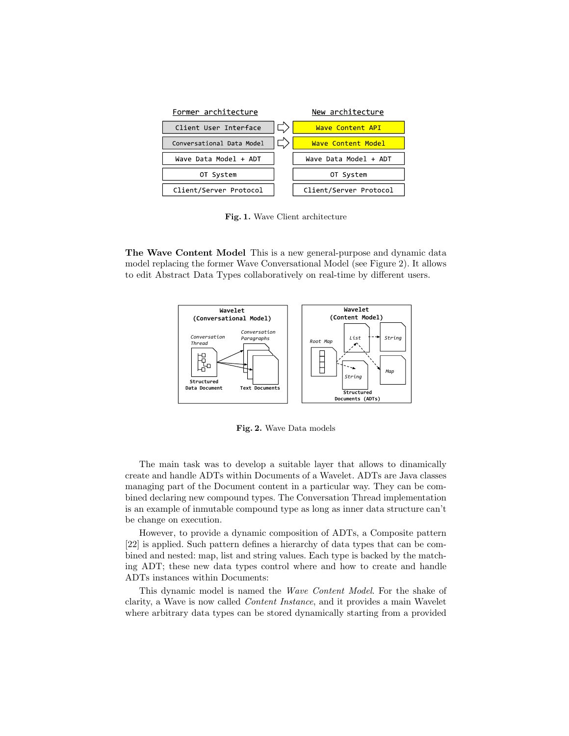| Former architecture | | New architecture |
| --- | --- | --- |
| Client User Interface | ⇨ | Wave Content API |
| Conversational Data Model | ⇨ | Wave Content Model |
| Wave Data Model + ADT | | Wave Data Model + ADT |
| OT System | | OT System |
| Client/Server Protocol | | Client/Server Protocol |

**Fig. 1.** Wave Client architecture

**The Wave Content Model** This is a new general-purpose and dynamic data model replacing the former Wave Conversational Model (see Figure 2). It allows to edit Abstract Data Types collaboratively on real-time by different users.

**Fig. 2.** Wave Data models

The main task was to develop a suitable layer that allows to dinamically create and handle ADTs within Documents of a Wavelet. ADTs are Java classes managing part of the Document content in a particular way. They can be combined declaring new compound types. The Conversation Thread implementation is an example of inmutable compound type as long as inner data structure can't be change on execution.

However, to provide a dynamic composition of ADTs, a Composite pattern [22] is applied. Such pattern defines a hierarchy of data types that can be combined and nested: map, list and string values. Each type is backed by the matching ADT; these new data types control where and how to create and handle ADTs instances within Documents:

This dynamic model is named the *Wave Content Model*. For the shake of clarity, a Wave is now called *Content Instance*, and it provides a main Wavelet where arbitrary data types can be stored dynamically starting from a provided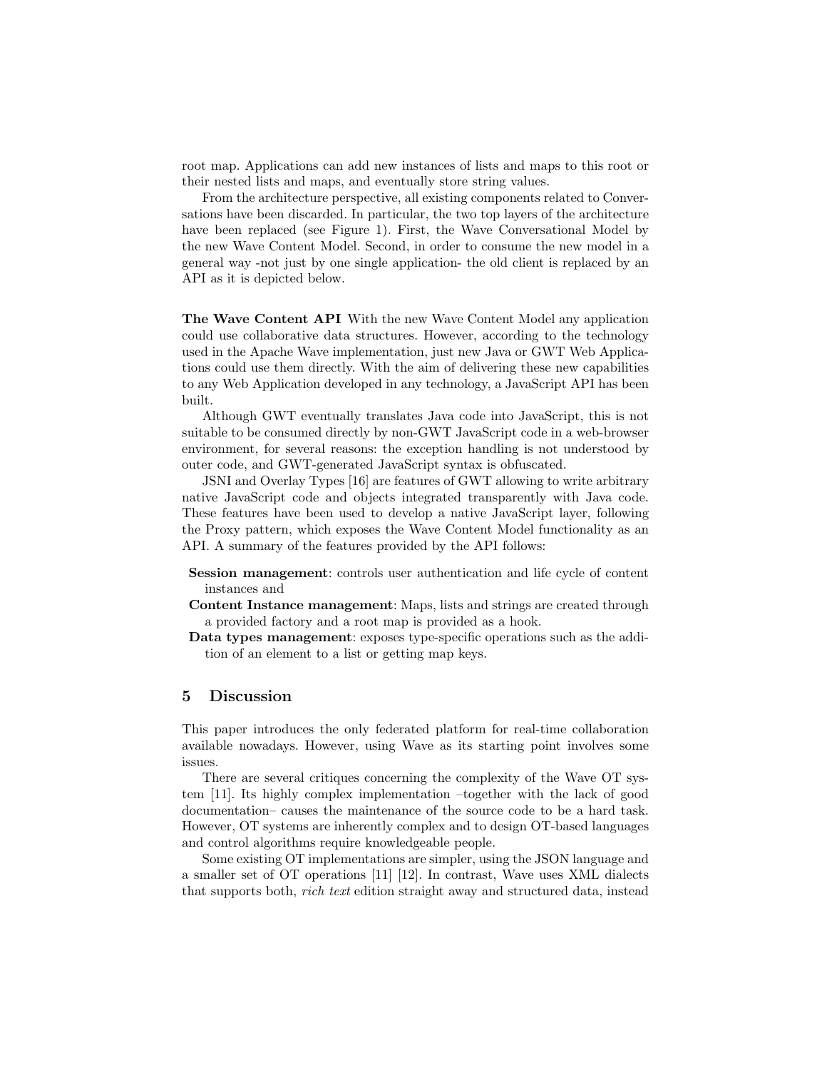root map. Applications can add new instances of lists and maps to this root or their nested lists and maps, and eventually store string values.

From the architecture perspective, all existing components related to Conversations have been discarded. In particular, the two top layers of the architecture have been replaced (see Figure 1). First, the Wave Conversational Model by the new Wave Content Model. Second, in order to consume the new model in a general way -not just by one single application- the old client is replaced by an API as it is depicted below.

**The Wave Content API** With the new Wave Content Model any application could use collaborative data structures. However, according to the technology used in the Apache Wave implementation, just new Java or GWT Web Applications could use them directly. With the aim of delivering these new capabilities to any Web Application developed in any technology, a JavaScript API has been built.

Although GWT eventually translates Java code into JavaScript, this is not suitable to be consumed directly by non-GWT JavaScript code in a web-browser environment, for several reasons: the exception handling is not understood by outer code, and GWT-generated JavaScript syntax is obfuscated.

JSNI and Overlay Types [16] are features of GWT allowing to write arbitrary native JavaScript code and objects integrated transparently with Java code. These features have been used to develop a native JavaScript layer, following the Proxy pattern, which exposes the Wave Content Model functionality as an API. A summary of the features provided by the API follows:

- **Session management**: controls user authentication and life cycle of content instances and
- **Content Instance management**: Maps, lists and strings are created through a provided factory and a root map is provided as a hook.
- **Data types management**: exposes type-specific operations such as the addition of an element to a list or getting map keys.

## 5 Discussion

This paper introduces the only federated platform for real-time collaboration available nowadays. However, using Wave as its starting point involves some issues.

There are several critiques concerning the complexity of the Wave OT system [11]. Its highly complex implementation –together with the lack of good documentation– causes the maintenance of the source code to be a hard task. However, OT systems are inherently complex and to design OT-based languages and control algorithms require knowledgeable people.

Some existing OT implementations are simpler, using the JSON language and a smaller set of OT operations [11] [12]. In contrast, Wave uses XML dialects that supports both, *rich text* edition straight away and structured data, instead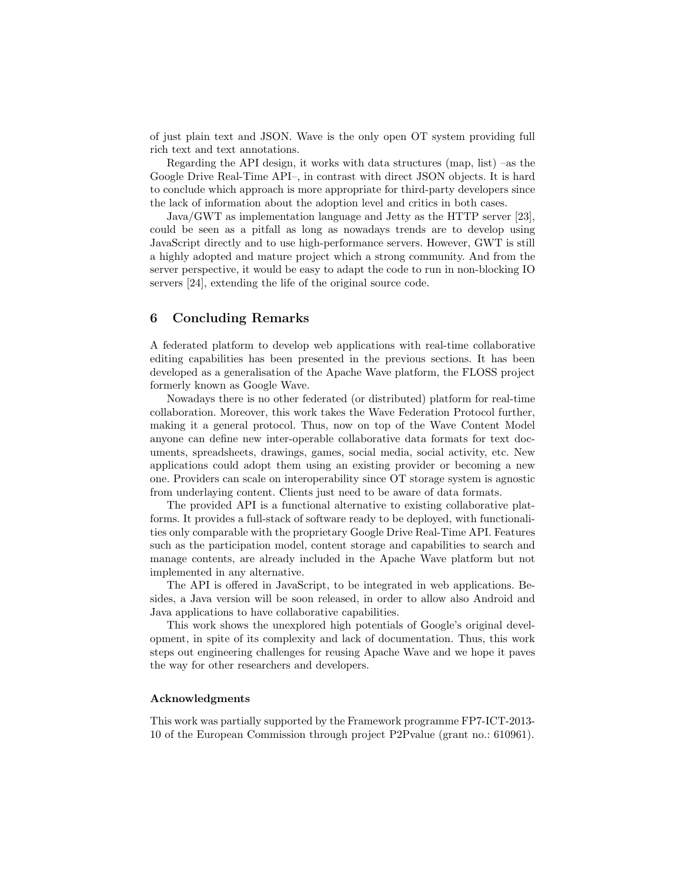of just plain text and JSON. Wave is the only open OT system providing full rich text and text annotations.

Regarding the API design, it works with data structures (map, list) –as the Google Drive Real-Time API–, in contrast with direct JSON objects. It is hard to conclude which approach is more appropriate for third-party developers since the lack of information about the adoption level and critics in both cases.

Java/GWT as implementation language and Jetty as the HTTP server [23], could be seen as a pitfall as long as nowadays trends are to develop using JavaScript directly and to use high-performance servers. However, GWT is still a highly adopted and mature project which a strong community. And from the server perspective, it would be easy to adapt the code to run in non-blocking IO servers [24], extending the life of the original source code.

## 6 Concluding Remarks

A federated platform to develop web applications with real-time collaborative editing capabilities has been presented in the previous sections. It has been developed as a generalisation of the Apache Wave platform, the FLOSS project formerly known as Google Wave.

Nowadays there is no other federated (or distributed) platform for real-time collaboration. Moreover, this work takes the Wave Federation Protocol further, making it a general protocol. Thus, now on top of the Wave Content Model anyone can define new inter-operable collaborative data formats for text documents, spreadsheets, drawings, games, social media, social activity, etc. New applications could adopt them using an existing provider or becoming a new one. Providers can scale on interoperability since OT storage system is agnostic from underlaying content. Clients just need to be aware of data formats.

The provided API is a functional alternative to existing collaborative platforms. It provides a full-stack of software ready to be deployed, with functionalities only comparable with the proprietary Google Drive Real-Time API. Features such as the participation model, content storage and capabilities to search and manage contents, are already included in the Apache Wave platform but not implemented in any alternative.

The API is offered in JavaScript, to be integrated in web applications. Besides, a Java version will be soon released, in order to allow also Android and Java applications to have collaborative capabilities.

This work shows the unexplored high potentials of Google's original development, in spite of its complexity and lack of documentation. Thus, this work steps out engineering challenges for reusing Apache Wave and we hope it paves the way for other researchers and developers.

### Acknowledgments

This work was partially supported by the Framework programme FP7-ICT-2013-10 of the European Commission through project P2Pvalue (grant no.: 610961).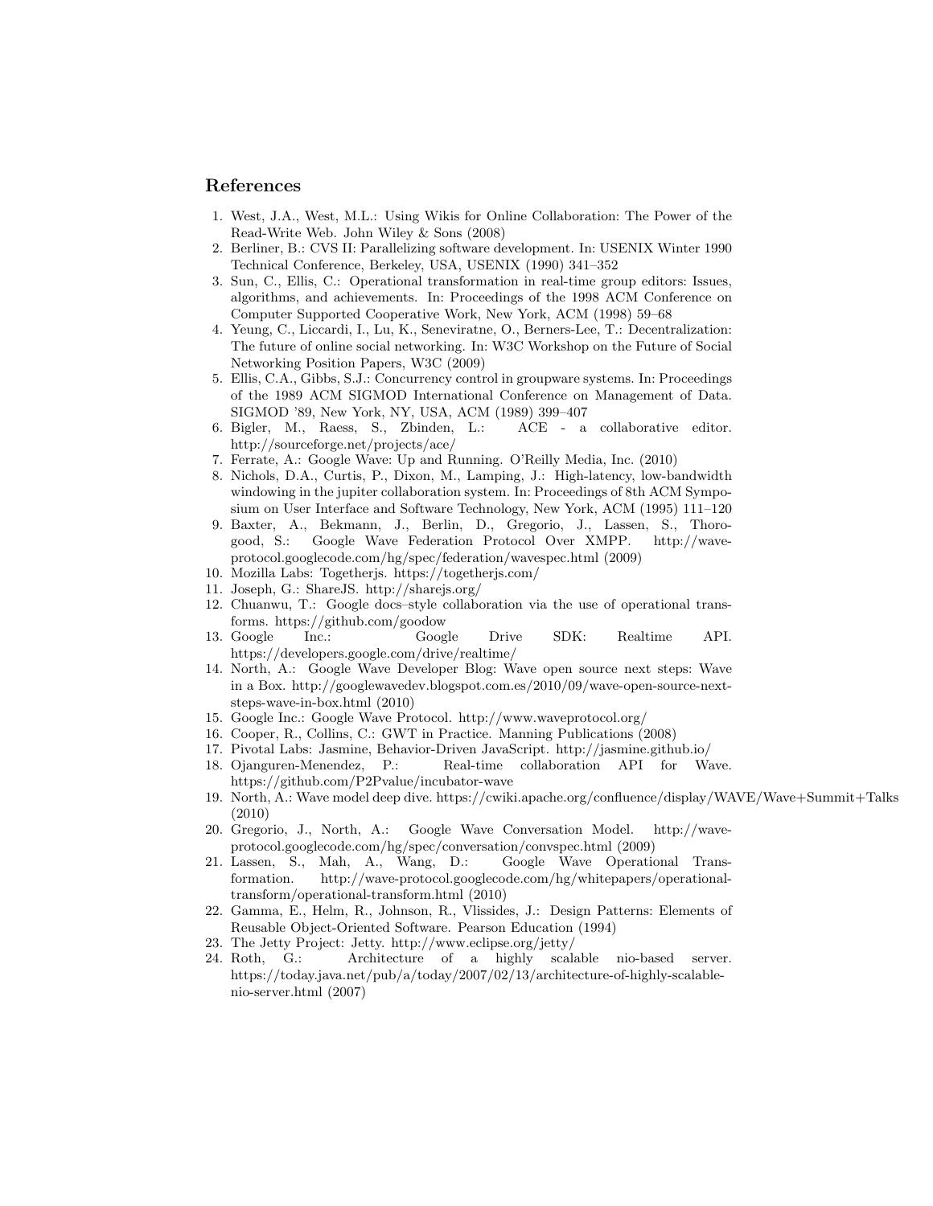## References

1. West, J.A., West, M.L.: Using Wikis for Online Collaboration: The Power of the Read-Write Web. John Wiley & Sons (2008)
2. Berliner, B.: CVS II: Parallelizing software development. In: USENIX Winter 1990 Technical Conference, Berkeley, USA, USENIX (1990) 341–352
3. Sun, C., Ellis, C.: Operational transformation in real-time group editors: Issues, algorithms, and achievements. In: Proceedings of the 1998 ACM Conference on Computer Supported Cooperative Work, New York, ACM (1998) 59–68
4. Yeung, C., Liccardi, I., Lu, K., Seneviratne, O., Berners-Lee, T.: Decentralization: The future of online social networking. In: W3C Workshop on the Future of Social Networking Position Papers, W3C (2009)
5. Ellis, C.A., Gibbs, S.J.: Concurrency control in groupware systems. In: Proceedings of the 1989 ACM SIGMOD International Conference on Management of Data. SIGMOD '89, New York, NY, USA, ACM (1989) 399–407
6. Bigler, M., Raess, S., Zbinden, L.: ACE - a collaborative editor. http://sourceforge.net/projects/ace/
7. Ferrate, A.: Google Wave: Up and Running. O'Reilly Media, Inc. (2010)
8. Nichols, D.A., Curtis, P., Dixon, M., Lamping, J.: High-latency, low-bandwidth windowing in the jupiter collaboration system. In: Proceedings of 8th ACM Symposium on User Interface and Software Technology, New York, ACM (1995) 111–120
9. Baxter, A., Bekmann, J., Berlin, D., Gregorio, J., Lassen, S., Thorogood, S.: Google Wave Federation Protocol Over XMPP. http://wave-protocol.googlecode.com/hg/spec/federation/wavespec.html (2009)
10. Mozilla Labs: Togetherjs. https://togetherjs.com/
11. Joseph, G.: ShareJS. http://sharejs.org/
12. Chuanwu, T.: Google docs–style collaboration via the use of operational transforms. https://github.com/goodow
13. Google Inc.: Google Drive SDK: Realtime API. https://developers.google.com/drive/realtime/
14. North, A.: Google Wave Developer Blog: Wave open source next steps: Wave in a Box. http://googlewavedev.blogspot.com.es/2010/09/wave-open-source-next-steps-wave-in-box.html (2010)
15. Google Inc.: Google Wave Protocol. http://www.waveprotocol.org/
16. Cooper, R., Collins, C.: GWT in Practice. Manning Publications (2008)
17. Pivotal Labs: Jasmine, Behavior-Driven JavaScript. http://jasmine.github.io/
18. Ojanguren-Menendez, P.: Real-time collaboration API for Wave. https://github.com/P2Pvalue/incubator-wave
19. North, A.: Wave model deep dive. https://cwiki.apache.org/confluence/display/WAVE/Wave+Summit+Talks (2010)
20. Gregorio, J., North, A.: Google Wave Conversation Model. http://wave-protocol.googlecode.com/hg/spec/conversation/convspec.html (2009)
21. Lassen, S., Mah, A., Wang, D.: Google Wave Operational Transformation. http://wave-protocol.googlecode.com/hg/whitepapers/operational-transform/operational-transform.html (2010)
22. Gamma, E., Helm, R., Johnson, R., Vlissides, J.: Design Patterns: Elements of Reusable Object-Oriented Software. Pearson Education (1994)
23. The Jetty Project: Jetty. http://www.eclipse.org/jetty/
24. Roth, G.: Architecture of a highly scalable nio-based server. https://today.java.net/pub/a/today/2007/02/13/architecture-of-highly-scalable-nio-server.html (2007)